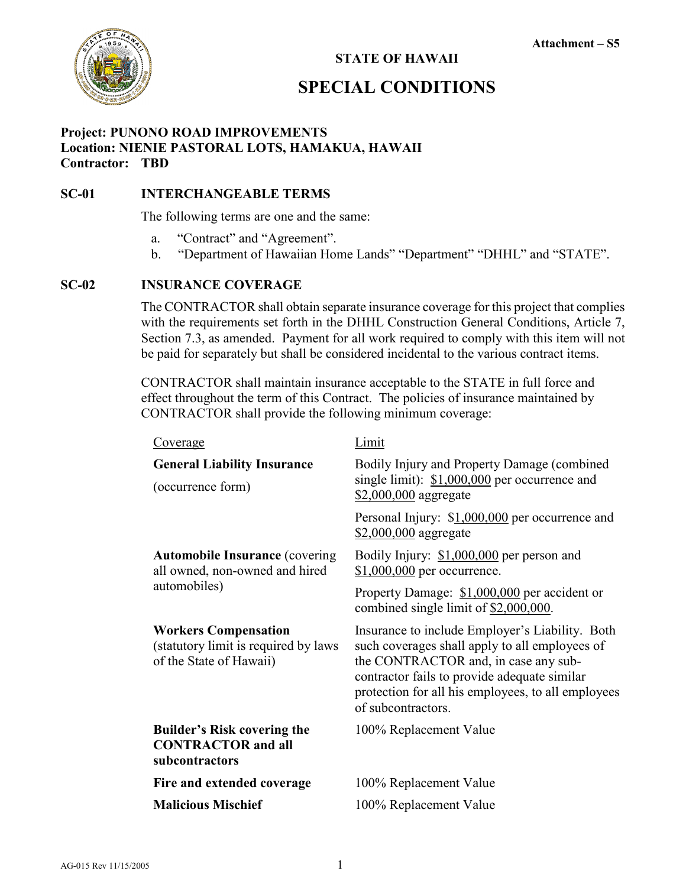Attachment – S5

# STATE OF HAWAII

# SPECIAL CONDITIONS

**Project: PUNONO ROAD IMPROVEMENTS**
**Location: NIENIE PASTORAL LOTS, HAMAKUA, HAWAII**
**Contractor: TBD**

## SC-01 INTERCHANGEABLE TERMS

The following terms are one and the same:

a. "Contract" and "Agreement".
b. "Department of Hawaiian Home Lands" "Department" "DHHL" and "STATE".

## SC-02 INSURANCE COVERAGE

The CONTRACTOR shall obtain separate insurance coverage for this project that complies with the requirements set forth in the DHHL Construction General Conditions, Article 7, Section 7.3, as amended. Payment for all work required to comply with this item will not be paid for separately but shall be considered incidental to the various contract items.

CONTRACTOR shall maintain insurance acceptable to the STATE in full force and effect throughout the term of this Contract. The policies of insurance maintained by CONTRACTOR shall provide the following minimum coverage:

| Coverage | Limit |
|---|---|
| **General Liability Insurance** (occurrence form) | Bodily Injury and Property Damage (combined single limit): $1,000,000 per occurrence and $2,000,000 aggregate |
| | Personal Injury: $1,000,000 per occurrence and $2,000,000 aggregate |
| **Automobile Insurance** (covering all owned, non-owned and hired automobiles) | Bodily Injury: $1,000,000 per person and $1,000,000 per occurrence. |
| | Property Damage: $1,000,000 per accident or combined single limit of $2,000,000. |
| **Workers Compensation** (statutory limit is required by laws of the State of Hawaii) | Insurance to include Employer's Liability. Both such coverages shall apply to all employees of the CONTRACTOR and, in case any sub-contractor fails to provide adequate similar protection for all his employees, to all employees of subcontractors. |
| **Builder's Risk covering the CONTRACTOR and all subcontractors** | 100% Replacement Value |
| **Fire and extended coverage** | 100% Replacement Value |
| **Malicious Mischief** | 100% Replacement Value |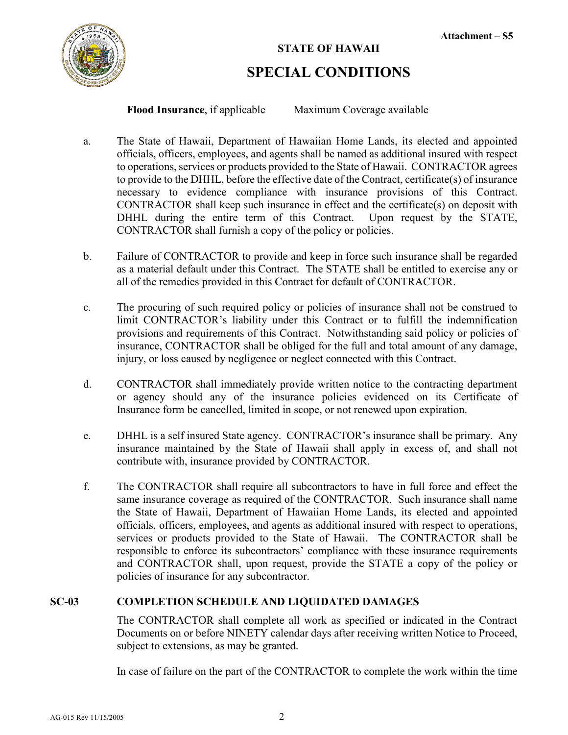Attachment – S5

**STATE OF HAWAII**

# SPECIAL CONDITIONS

**Flood Insurance**, if applicable    Maximum Coverage available

a. The State of Hawaii, Department of Hawaiian Home Lands, its elected and appointed officials, officers, employees, and agents shall be named as additional insured with respect to operations, services or products provided to the State of Hawaii. CONTRACTOR agrees to provide to the DHHL, before the effective date of the Contract, certificate(s) of insurance necessary to evidence compliance with insurance provisions of this Contract. CONTRACTOR shall keep such insurance in effect and the certificate(s) on deposit with DHHL during the entire term of this Contract. Upon request by the STATE, CONTRACTOR shall furnish a copy of the policy or policies.

b. Failure of CONTRACTOR to provide and keep in force such insurance shall be regarded as a material default under this Contract. The STATE shall be entitled to exercise any or all of the remedies provided in this Contract for default of CONTRACTOR.

c. The procuring of such required policy or policies of insurance shall not be construed to limit CONTRACTOR's liability under this Contract or to fulfill the indemnification provisions and requirements of this Contract. Notwithstanding said policy or policies of insurance, CONTRACTOR shall be obliged for the full and total amount of any damage, injury, or loss caused by negligence or neglect connected with this Contract.

d. CONTRACTOR shall immediately provide written notice to the contracting department or agency should any of the insurance policies evidenced on its Certificate of Insurance form be cancelled, limited in scope, or not renewed upon expiration.

e. DHHL is a self insured State agency. CONTRACTOR's insurance shall be primary. Any insurance maintained by the State of Hawaii shall apply in excess of, and shall not contribute with, insurance provided by CONTRACTOR.

f. The CONTRACTOR shall require all subcontractors to have in full force and effect the same insurance coverage as required of the CONTRACTOR. Such insurance shall name the State of Hawaii, Department of Hawaiian Home Lands, its elected and appointed officials, officers, employees, and agents as additional insured with respect to operations, services or products provided to the State of Hawaii. The CONTRACTOR shall be responsible to enforce its subcontractors' compliance with these insurance requirements and CONTRACTOR shall, upon request, provide the STATE a copy of the policy or policies of insurance for any subcontractor.

## SC-03 COMPLETION SCHEDULE AND LIQUIDATED DAMAGES

The CONTRACTOR shall complete all work as specified or indicated in the Contract Documents on or before NINETY calendar days after receiving written Notice to Proceed, subject to extensions, as may be granted.

In case of failure on the part of the CONTRACTOR to complete the work within the time

AG-015 Rev 11/15/2005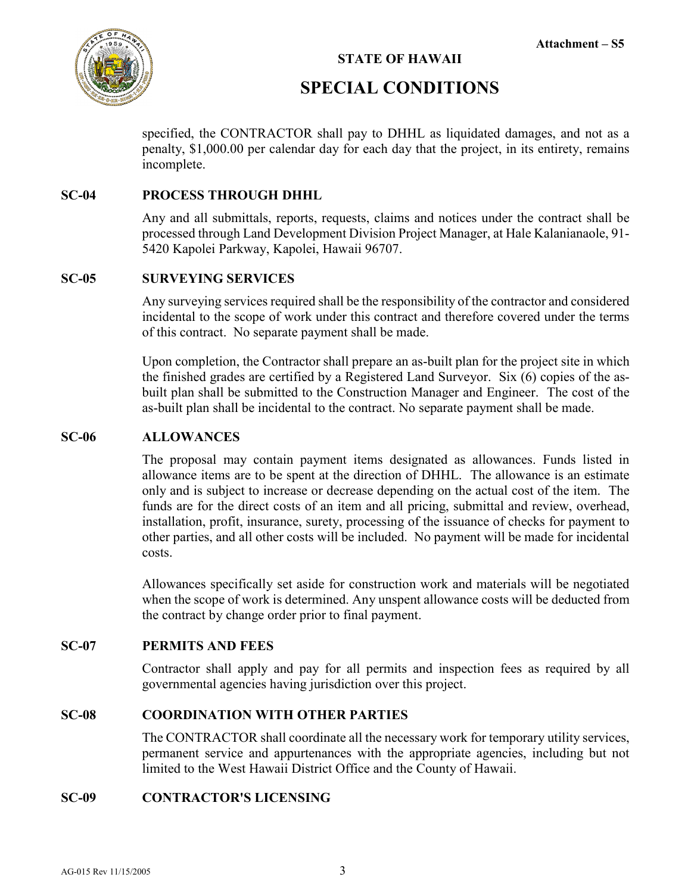specified, the CONTRACTOR shall pay to DHHL as liquidated damages, and not as a penalty, $1,000.00 per calendar day for each day that the project, in its entirety, remains incomplete.

## SC-04 PROCESS THROUGH DHHL

Any and all submittals, reports, requests, claims and notices under the contract shall be processed through Land Development Division Project Manager, at Hale Kalanianaole, 91-5420 Kapolei Parkway, Kapolei, Hawaii 96707.

## SC-05 SURVEYING SERVICES

Any surveying services required shall be the responsibility of the contractor and considered incidental to the scope of work under this contract and therefore covered under the terms of this contract. No separate payment shall be made.

Upon completion, the Contractor shall prepare an as-built plan for the project site in which the finished grades are certified by a Registered Land Surveyor. Six (6) copies of the as-built plan shall be submitted to the Construction Manager and Engineer. The cost of the as-built plan shall be incidental to the contract. No separate payment shall be made.

## SC-06 ALLOWANCES

The proposal may contain payment items designated as allowances. Funds listed in allowance items are to be spent at the direction of DHHL. The allowance is an estimate only and is subject to increase or decrease depending on the actual cost of the item. The funds are for the direct costs of an item and all pricing, submittal and review, overhead, installation, profit, insurance, surety, processing of the issuance of checks for payment to other parties, and all other costs will be included. No payment will be made for incidental costs.

Allowances specifically set aside for construction work and materials will be negotiated when the scope of work is determined. Any unspent allowance costs will be deducted from the contract by change order prior to final payment.

## SC-07 PERMITS AND FEES

Contractor shall apply and pay for all permits and inspection fees as required by all governmental agencies having jurisdiction over this project.

## SC-08 COORDINATION WITH OTHER PARTIES

The CONTRACTOR shall coordinate all the necessary work for temporary utility services, permanent service and appurtenances with the appropriate agencies, including but not limited to the West Hawaii District Office and the County of Hawaii.

## SC-09 CONTRACTOR'S LICENSING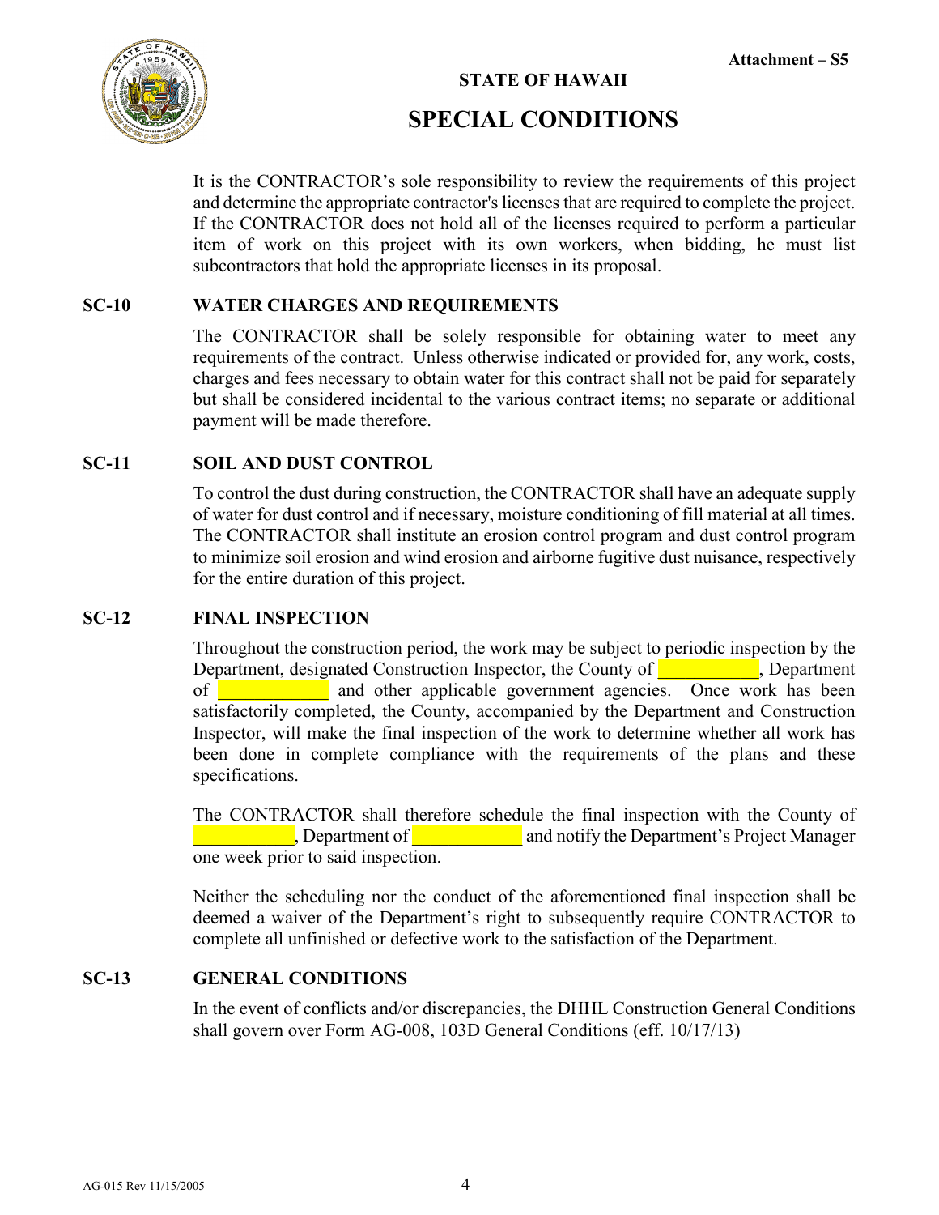Attachment – S5

**STATE OF HAWAII**

# SPECIAL CONDITIONS

It is the CONTRACTOR's sole responsibility to review the requirements of this project and determine the appropriate contractor's licenses that are required to complete the project. If the CONTRACTOR does not hold all of the licenses required to perform a particular item of work on this project with its own workers, when bidding, he must list subcontractors that hold the appropriate licenses in its proposal.

## SC-10 WATER CHARGES AND REQUIREMENTS

The CONTRACTOR shall be solely responsible for obtaining water to meet any requirements of the contract. Unless otherwise indicated or provided for, any work, costs, charges and fees necessary to obtain water for this contract shall not be paid for separately but shall be considered incidental to the various contract items; no separate or additional payment will be made therefore.

## SC-11 SOIL AND DUST CONTROL

To control the dust during construction, the CONTRACTOR shall have an adequate supply of water for dust control and if necessary, moisture conditioning of fill material at all times. The CONTRACTOR shall institute an erosion control program and dust control program to minimize soil erosion and wind erosion and airborne fugitive dust nuisance, respectively for the entire duration of this project.

## SC-12 FINAL INSPECTION

Throughout the construction period, the work may be subject to periodic inspection by the Department, designated Construction Inspector, the County of ___________, Department of ____________ and other applicable government agencies. Once work has been satisfactorily completed, the County, accompanied by the Department and Construction Inspector, will make the final inspection of the work to determine whether all work has been done in complete compliance with the requirements of the plans and these specifications.

The CONTRACTOR shall therefore schedule the final inspection with the County of ___________, Department of ____________ and notify the Department's Project Manager one week prior to said inspection.

Neither the scheduling nor the conduct of the aforementioned final inspection shall be deemed a waiver of the Department's right to subsequently require CONTRACTOR to complete all unfinished or defective work to the satisfaction of the Department.

## SC-13 GENERAL CONDITIONS

In the event of conflicts and/or discrepancies, the DHHL Construction General Conditions shall govern over Form AG-008, 103D General Conditions (eff. 10/17/13)

AG-015 Rev 11/15/2005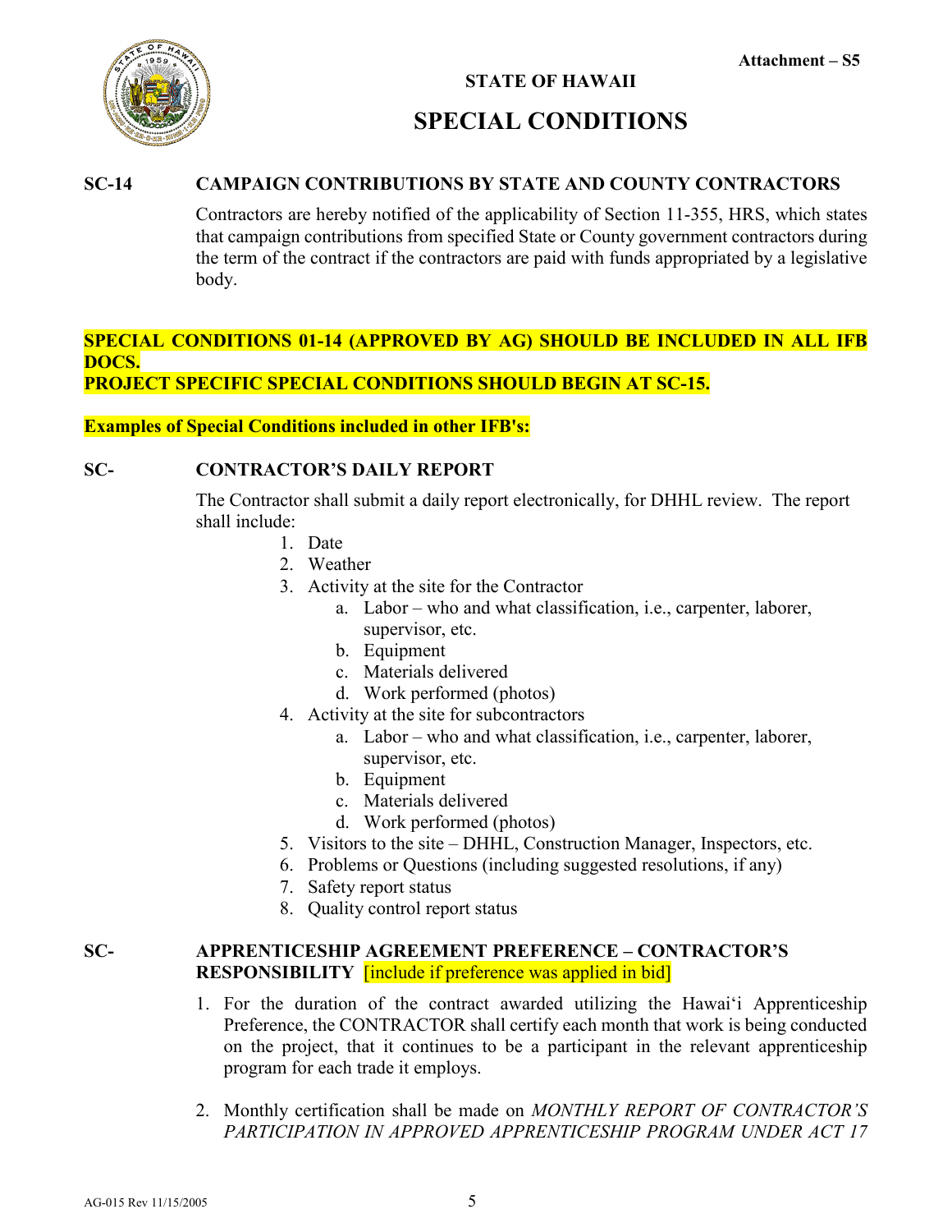Attachment – S5

**STATE OF HAWAII**

# SPECIAL CONDITIONS

**SC-14 CAMPAIGN CONTRIBUTIONS BY STATE AND COUNTY CONTRACTORS**

Contractors are hereby notified of the applicability of Section 11-355, HRS, which states that campaign contributions from specified State or County government contractors during the term of the contract if the contractors are paid with funds appropriated by a legislative body.

**SPECIAL CONDITIONS 01-14 (APPROVED BY AG) SHOULD BE INCLUDED IN ALL IFB DOCS.**
**PROJECT SPECIFIC SPECIAL CONDITIONS SHOULD BEGIN AT SC-15.**

**Examples of Special Conditions included in other IFB's:**

**SC- CONTRACTOR'S DAILY REPORT**

The Contractor shall submit a daily report electronically, for DHHL review. The report shall include:

1. Date
2. Weather
3. Activity at the site for the Contractor
   a. Labor – who and what classification, i.e., carpenter, laborer, supervisor, etc.
   b. Equipment
   c. Materials delivered
   d. Work performed (photos)
4. Activity at the site for subcontractors
   a. Labor – who and what classification, i.e., carpenter, laborer, supervisor, etc.
   b. Equipment
   c. Materials delivered
   d. Work performed (photos)
5. Visitors to the site – DHHL, Construction Manager, Inspectors, etc.
6. Problems or Questions (including suggested resolutions, if any)
7. Safety report status
8. Quality control report status

**SC- APPRENTICESHIP AGREEMENT PREFERENCE – CONTRACTOR'S RESPONSIBILITY** [include if preference was applied in bid]

1. For the duration of the contract awarded utilizing the Hawai'i Apprenticeship Preference, the CONTRACTOR shall certify each month that work is being conducted on the project, that it continues to be a participant in the relevant apprenticeship program for each trade it employs.

2. Monthly certification shall be made on *MONTHLY REPORT OF CONTRACTOR'S PARTICIPATION IN APPROVED APPRENTICESHIP PROGRAM UNDER ACT 17*

AG-015 Rev 11/15/2005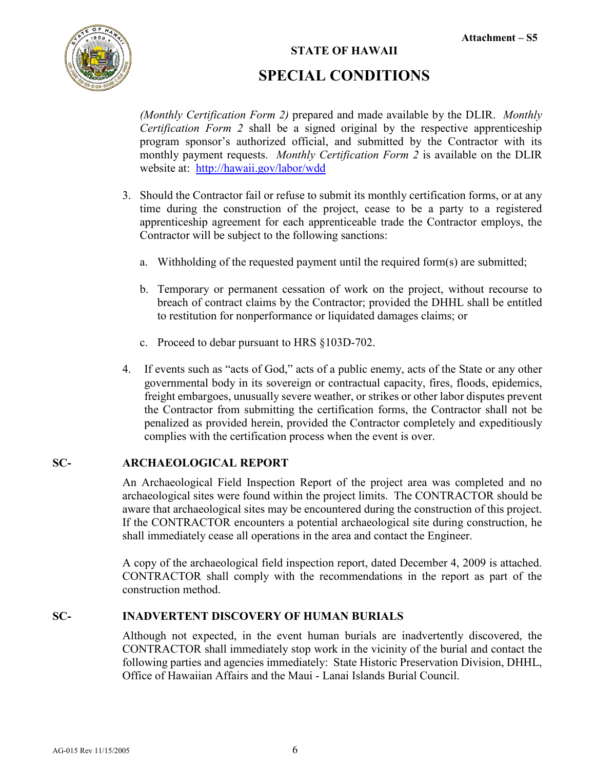(*Monthly Certification Form 2)* prepared and made available by the DLIR. *Monthly Certification Form 2* shall be a signed original by the respective apprenticeship program sponsor's authorized official, and submitted by the Contractor with its monthly payment requests. *Monthly Certification Form 2* is available on the DLIR website at: http://hawaii.gov/labor/wdd

3. Should the Contractor fail or refuse to submit its monthly certification forms, or at any time during the construction of the project, cease to be a party to a registered apprenticeship agreement for each apprenticeable trade the Contractor employs, the Contractor will be subject to the following sanctions:

   a. Withholding of the requested payment until the required form(s) are submitted;

   b. Temporary or permanent cessation of work on the project, without recourse to breach of contract claims by the Contractor; provided the DHHL shall be entitled to restitution for nonperformance or liquidated damages claims; or

   c. Proceed to debar pursuant to HRS §103D-702.

4. If events such as "acts of God," acts of a public enemy, acts of the State or any other governmental body in its sovereign or contractual capacity, fires, floods, epidemics, freight embargoes, unusually severe weather, or strikes or other labor disputes prevent the Contractor from submitting the certification forms, the Contractor shall not be penalized as provided herein, provided the Contractor completely and expeditiously complies with the certification process when the event is over.

## SC- ARCHAEOLOGICAL REPORT

An Archaeological Field Inspection Report of the project area was completed and no archaeological sites were found within the project limits. The CONTRACTOR should be aware that archaeological sites may be encountered during the construction of this project. If the CONTRACTOR encounters a potential archaeological site during construction, he shall immediately cease all operations in the area and contact the Engineer.

A copy of the archaeological field inspection report, dated December 4, 2009 is attached. CONTRACTOR shall comply with the recommendations in the report as part of the construction method.

## SC- INADVERTENT DISCOVERY OF HUMAN BURIALS

Although not expected, in the event human burials are inadvertently discovered, the CONTRACTOR shall immediately stop work in the vicinity of the burial and contact the following parties and agencies immediately: State Historic Preservation Division, DHHL, Office of Hawaiian Affairs and the Maui - Lanai Islands Burial Council.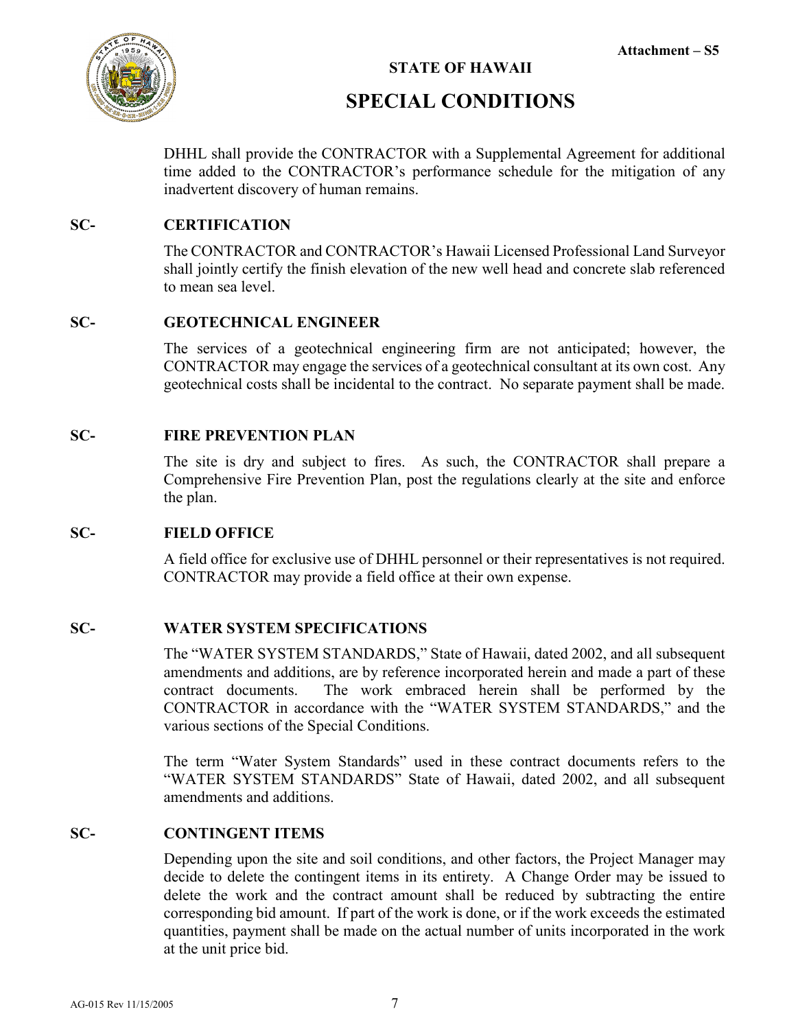Attachment – S5

**STATE OF HAWAII**

# SPECIAL CONDITIONS

DHHL shall provide the CONTRACTOR with a Supplemental Agreement for additional time added to the CONTRACTOR's performance schedule for the mitigation of any inadvertent discovery of human remains.

## SC- CERTIFICATION

The CONTRACTOR and CONTRACTOR's Hawaii Licensed Professional Land Surveyor shall jointly certify the finish elevation of the new well head and concrete slab referenced to mean sea level.

## SC- GEOTECHNICAL ENGINEER

The services of a geotechnical engineering firm are not anticipated; however, the CONTRACTOR may engage the services of a geotechnical consultant at its own cost. Any geotechnical costs shall be incidental to the contract. No separate payment shall be made.

## SC- FIRE PREVENTION PLAN

The site is dry and subject to fires. As such, the CONTRACTOR shall prepare a Comprehensive Fire Prevention Plan, post the regulations clearly at the site and enforce the plan.

## SC- FIELD OFFICE

A field office for exclusive use of DHHL personnel or their representatives is not required. CONTRACTOR may provide a field office at their own expense.

## SC- WATER SYSTEM SPECIFICATIONS

The "WATER SYSTEM STANDARDS," State of Hawaii, dated 2002, and all subsequent amendments and additions, are by reference incorporated herein and made a part of these contract documents. The work embraced herein shall be performed by the CONTRACTOR in accordance with the "WATER SYSTEM STANDARDS," and the various sections of the Special Conditions.

The term "Water System Standards" used in these contract documents refers to the "WATER SYSTEM STANDARDS" State of Hawaii, dated 2002, and all subsequent amendments and additions.

## SC- CONTINGENT ITEMS

Depending upon the site and soil conditions, and other factors, the Project Manager may decide to delete the contingent items in its entirety. A Change Order may be issued to delete the work and the contract amount shall be reduced by subtracting the entire corresponding bid amount. If part of the work is done, or if the work exceeds the estimated quantities, payment shall be made on the actual number of units incorporated in the work at the unit price bid.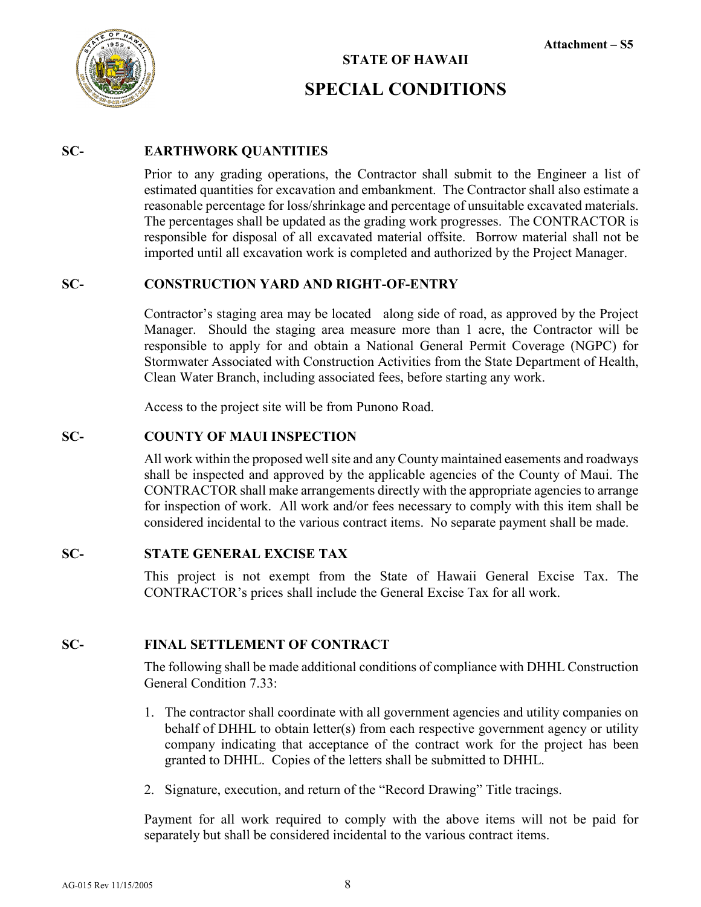Attachment – S5

**STATE OF HAWAII**

# SPECIAL CONDITIONS

**SC- EARTHWORK QUANTITIES**

Prior to any grading operations, the Contractor shall submit to the Engineer a list of estimated quantities for excavation and embankment. The Contractor shall also estimate a reasonable percentage for loss/shrinkage and percentage of unsuitable excavated materials. The percentages shall be updated as the grading work progresses. The CONTRACTOR is responsible for disposal of all excavated material offsite. Borrow material shall not be imported until all excavation work is completed and authorized by the Project Manager.

**SC- CONSTRUCTION YARD AND RIGHT-OF-ENTRY**

Contractor's staging area may be located along side of road, as approved by the Project Manager. Should the staging area measure more than 1 acre, the Contractor will be responsible to apply for and obtain a National General Permit Coverage (NGPC) for Stormwater Associated with Construction Activities from the State Department of Health, Clean Water Branch, including associated fees, before starting any work.

Access to the project site will be from Punono Road.

**SC- COUNTY OF MAUI INSPECTION**

All work within the proposed well site and any County maintained easements and roadways shall be inspected and approved by the applicable agencies of the County of Maui. The CONTRACTOR shall make arrangements directly with the appropriate agencies to arrange for inspection of work. All work and/or fees necessary to comply with this item shall be considered incidental to the various contract items. No separate payment shall be made.

**SC- STATE GENERAL EXCISE TAX**

This project is not exempt from the State of Hawaii General Excise Tax. The CONTRACTOR's prices shall include the General Excise Tax for all work.

**SC- FINAL SETTLEMENT OF CONTRACT**

The following shall be made additional conditions of compliance with DHHL Construction General Condition 7.33:

1. The contractor shall coordinate with all government agencies and utility companies on behalf of DHHL to obtain letter(s) from each respective government agency or utility company indicating that acceptance of the contract work for the project has been granted to DHHL. Copies of the letters shall be submitted to DHHL.

2. Signature, execution, and return of the "Record Drawing" Title tracings.

Payment for all work required to comply with the above items will not be paid for separately but shall be considered incidental to the various contract items.

AG-015 Rev 11/15/2005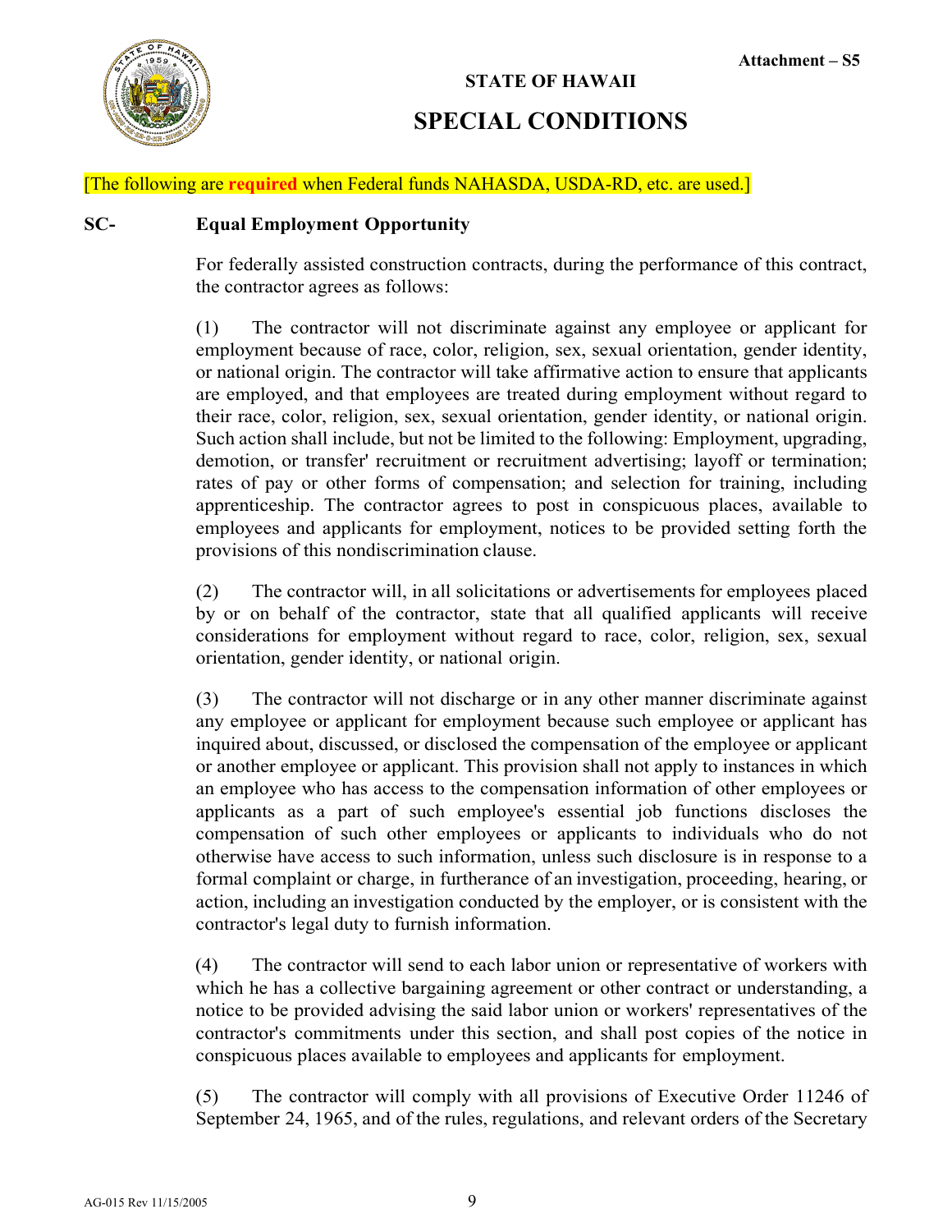Attachment – S5

**STATE OF HAWAII**

# SPECIAL CONDITIONS

[The following are **required** when Federal funds NAHASDA, USDA-RD, etc. are used.]

**SC-** **Equal Employment Opportunity**

For federally assisted construction contracts, during the performance of this contract, the contractor agrees as follows:

(1) The contractor will not discriminate against any employee or applicant for employment because of race, color, religion, sex, sexual orientation, gender identity, or national origin. The contractor will take affirmative action to ensure that applicants are employed, and that employees are treated during employment without regard to their race, color, religion, sex, sexual orientation, gender identity, or national origin. Such action shall include, but not be limited to the following: Employment, upgrading, demotion, or transfer' recruitment or recruitment advertising; layoff or termination; rates of pay or other forms of compensation; and selection for training, including apprenticeship. The contractor agrees to post in conspicuous places, available to employees and applicants for employment, notices to be provided setting forth the provisions of this nondiscrimination clause.

(2) The contractor will, in all solicitations or advertisements for employees placed by or on behalf of the contractor, state that all qualified applicants will receive considerations for employment without regard to race, color, religion, sex, sexual orientation, gender identity, or national origin.

(3) The contractor will not discharge or in any other manner discriminate against any employee or applicant for employment because such employee or applicant has inquired about, discussed, or disclosed the compensation of the employee or applicant or another employee or applicant. This provision shall not apply to instances in which an employee who has access to the compensation information of other employees or applicants as a part of such employee's essential job functions discloses the compensation of such other employees or applicants to individuals who do not otherwise have access to such information, unless such disclosure is in response to a formal complaint or charge, in furtherance of an investigation, proceeding, hearing, or action, including an investigation conducted by the employer, or is consistent with the contractor's legal duty to furnish information.

(4) The contractor will send to each labor union or representative of workers with which he has a collective bargaining agreement or other contract or understanding, a notice to be provided advising the said labor union or workers' representatives of the contractor's commitments under this section, and shall post copies of the notice in conspicuous places available to employees and applicants for employment.

(5) The contractor will comply with all provisions of Executive Order 11246 of September 24, 1965, and of the rules, regulations, and relevant orders of the Secretary

AG-015 Rev 11/15/2005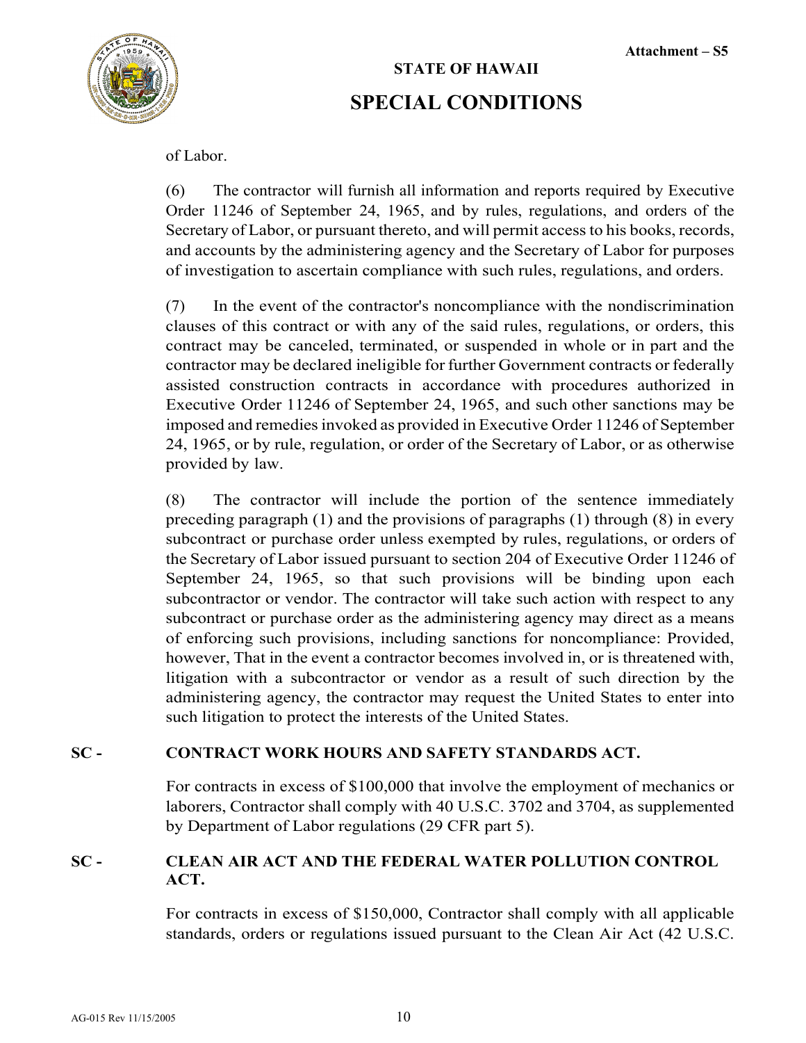of Labor.

(6) The contractor will furnish all information and reports required by Executive Order 11246 of September 24, 1965, and by rules, regulations, and orders of the Secretary of Labor, or pursuant thereto, and will permit access to his books, records, and accounts by the administering agency and the Secretary of Labor for purposes of investigation to ascertain compliance with such rules, regulations, and orders.

(7) In the event of the contractor's noncompliance with the nondiscrimination clauses of this contract or with any of the said rules, regulations, or orders, this contract may be canceled, terminated, or suspended in whole or in part and the contractor may be declared ineligible for further Government contracts or federally assisted construction contracts in accordance with procedures authorized in Executive Order 11246 of September 24, 1965, and such other sanctions may be imposed and remedies invoked as provided in Executive Order 11246 of September 24, 1965, or by rule, regulation, or order of the Secretary of Labor, or as otherwise provided by law.

(8) The contractor will include the portion of the sentence immediately preceding paragraph (1) and the provisions of paragraphs (1) through (8) in every subcontract or purchase order unless exempted by rules, regulations, or orders of the Secretary of Labor issued pursuant to section 204 of Executive Order 11246 of September 24, 1965, so that such provisions will be binding upon each subcontractor or vendor. The contractor will take such action with respect to any subcontract or purchase order as the administering agency may direct as a means of enforcing such provisions, including sanctions for noncompliance: Provided, however, That in the event a contractor becomes involved in, or is threatened with, litigation with a subcontractor or vendor as a result of such direction by the administering agency, the contractor may request the United States to enter into such litigation to protect the interests of the United States.

**SC - CONTRACT WORK HOURS AND SAFETY STANDARDS ACT.**

For contracts in excess of $100,000 that involve the employment of mechanics or laborers, Contractor shall comply with 40 U.S.C. 3702 and 3704, as supplemented by Department of Labor regulations (29 CFR part 5).

**SC - CLEAN AIR ACT AND THE FEDERAL WATER POLLUTION CONTROL ACT.**

For contracts in excess of $150,000, Contractor shall comply with all applicable standards, orders or regulations issued pursuant to the Clean Air Act (42 U.S.C.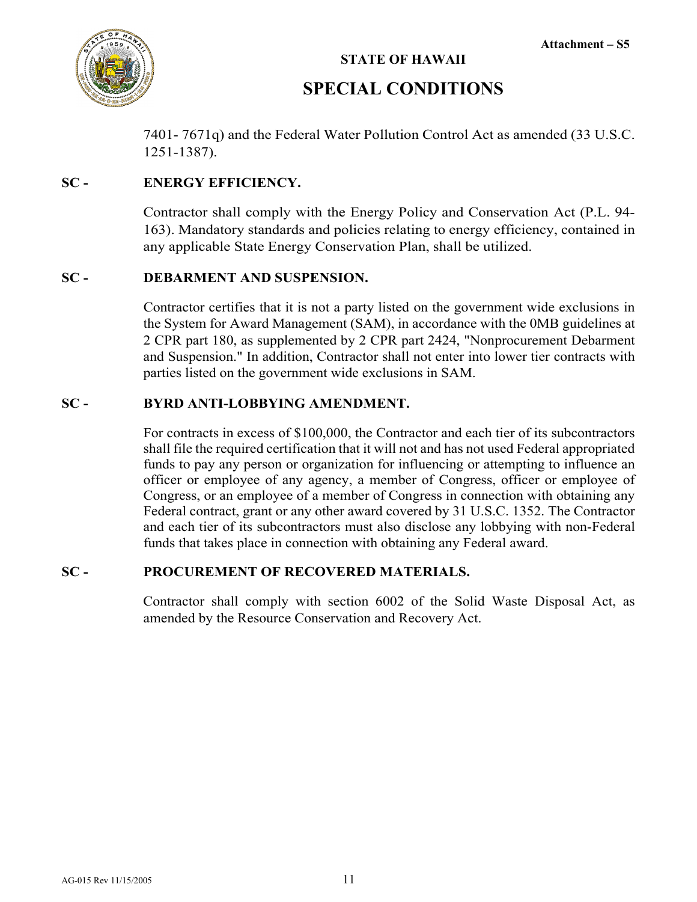Attachment – S5

STATE OF HAWAII

# SPECIAL CONDITIONS

7401- 7671q) and the Federal Water Pollution Control Act as amended (33 U.S.C. 1251-1387).

**SC - ENERGY EFFICIENCY.**

Contractor shall comply with the Energy Policy and Conservation Act (P.L. 94-163). Mandatory standards and policies relating to energy efficiency, contained in any applicable State Energy Conservation Plan, shall be utilized.

**SC - DEBARMENT AND SUSPENSION.**

Contractor certifies that it is not a party listed on the government wide exclusions in the System for Award Management (SAM), in accordance with the 0MB guidelines at 2 CPR part 180, as supplemented by 2 CPR part 2424, "Nonprocurement Debarment and Suspension." In addition, Contractor shall not enter into lower tier contracts with parties listed on the government wide exclusions in SAM.

**SC - BYRD ANTI-LOBBYING AMENDMENT.**

For contracts in excess of $100,000, the Contractor and each tier of its subcontractors shall file the required certification that it will not and has not used Federal appropriated funds to pay any person or organization for influencing or attempting to influence an officer or employee of any agency, a member of Congress, officer or employee of Congress, or an employee of a member of Congress in connection with obtaining any Federal contract, grant or any other award covered by 31 U.S.C. 1352. The Contractor and each tier of its subcontractors must also disclose any lobbying with non-Federal funds that takes place in connection with obtaining any Federal award.

**SC - PROCUREMENT OF RECOVERED MATERIALS.**

Contractor shall comply with section 6002 of the Solid Waste Disposal Act, as amended by the Resource Conservation and Recovery Act.

AG-015 Rev 11/15/2005